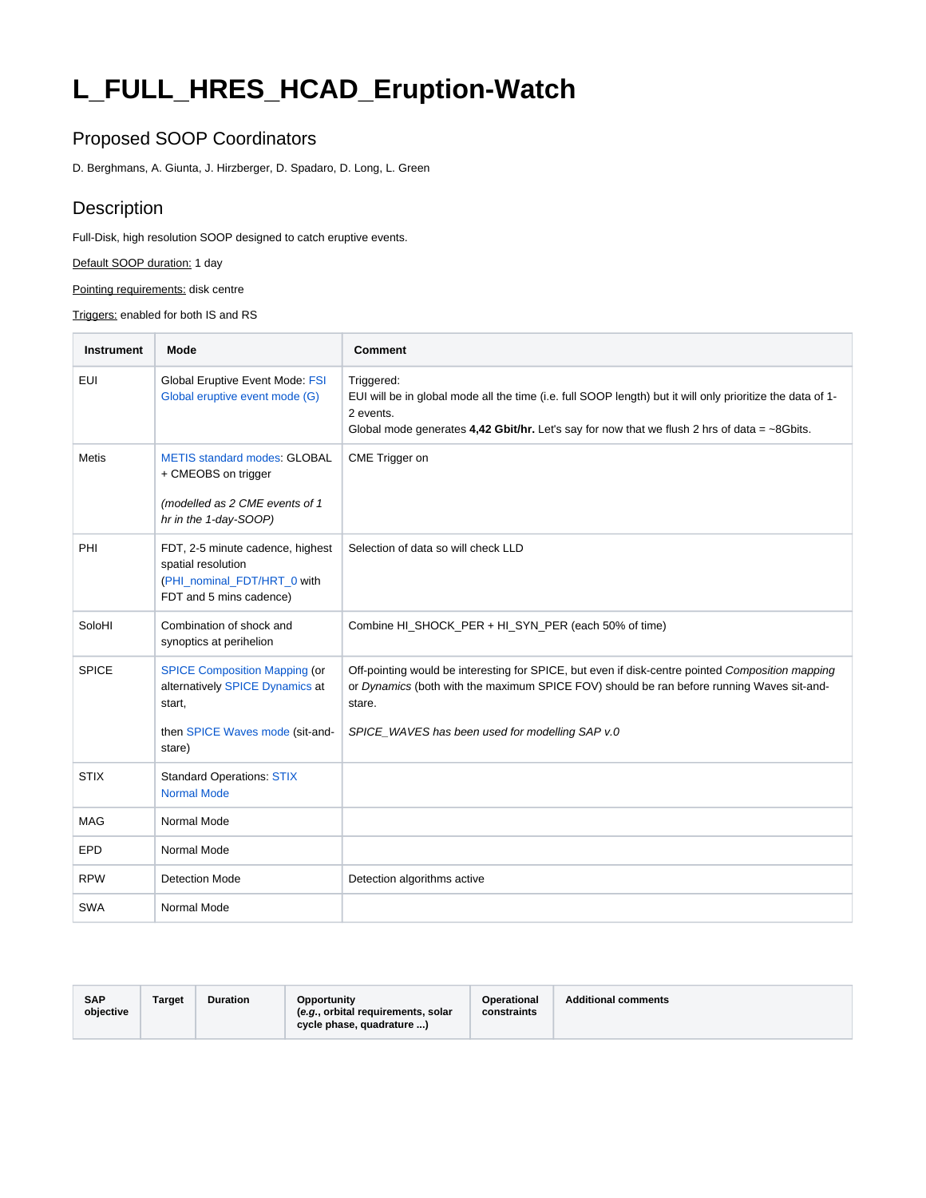# L_FULL_HRES_HCAD_Eruption-Watch

## Proposed SOOP Coordinators

D. Berghmans, A. Giunta, J. Hirzberger, D. Spadaro, D. Long, L. Green

## Description

Full-Disk, high resolution SOOP designed to catch eruptive events.

Default SOOP duration: 1 day

Pointing requirements: disk centre

Triggers: enabled for both IS and RS

| Instrument | Mode | Comment |
|---|---|---|
| EUI | Global Eruptive Event Mode: FSI Global eruptive event mode (G) | Triggered:<br>EUI will be in global mode all the time (i.e. full SOOP length) but it will only prioritize the data of 1-2 events.<br>Global mode generates **4,42 Gbit/hr.** Let's say for now that we flush 2 hrs of data = ~8Gbits. |
| Metis | METIS standard modes: GLOBAL + CMEOBS on trigger<br><br>*(modelled as 2 CME events of 1 hr in the 1-day-SOOP)* | CME Trigger on |
| PHI | FDT, 2-5 minute cadence, highest spatial resolution (PHI_nominal_FDT/HRT_0 with FDT and 5 mins cadence) | Selection of data so will check LLD |
| SoloHI | Combination of shock and synoptics at perihelion | Combine HI_SHOCK_PER + HI_SYN_PER (each 50% of time) |
| SPICE | SPICE Composition Mapping (or alternatively SPICE Dynamics at start,<br><br>then SPICE Waves mode (sit-and-stare) | Off-pointing would be interesting for SPICE, but even if disk-centre pointed *Composition mapping* or *Dynamics* (both with the maximum SPICE FOV) should be ran before running Waves sit-and-stare.<br><br>*SPICE_WAVES has been used for modelling SAP v.0* |
| STIX | Standard Operations: STIX Normal Mode | |
| MAG | Normal Mode | |
| EPD | Normal Mode | |
| RPW | Detection Mode | Detection algorithms active |
| SWA | Normal Mode | |

| SAP objective | Target | Duration | Opportunity (*e.g.*, orbital requirements, solar cycle phase, quadrature ...) | Operational constraints | Additional comments |
|---|---|---|---|---|---|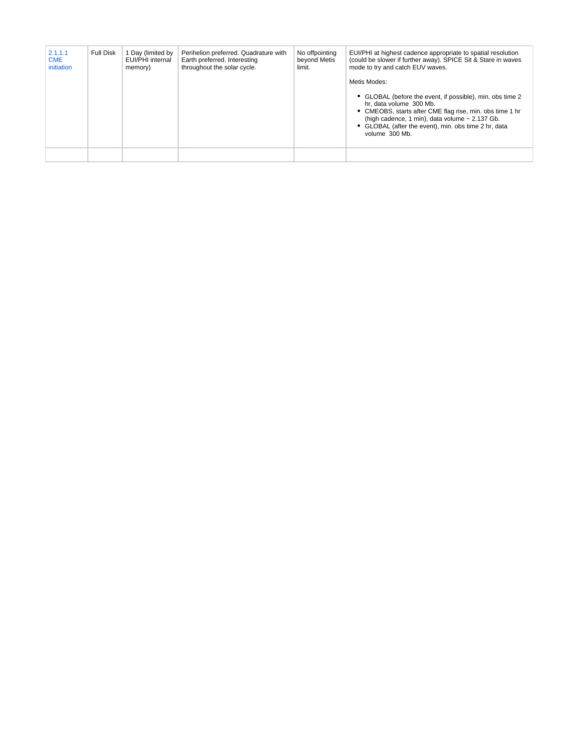| | | | | | |
|---|---|---|---|---|---|
| 2.1.1.1 CME initiation | Full Disk | 1 Day (limited by EUI/PHI internal memory) | Perihelion preferred. Quadrature with Earth preferred. Interesting throughout the solar cycle. | No offpointing beyond Metis limit. | EUI/PHI at highest cadence appropriate to spatial resolution (could be slower if further away). SPICE Sit & Stare in waves mode to try and catch EUV waves.<br><br>Metis Modes:<br><br>• GLOBAL (before the event, if possible), min. obs time 2 hr, data volume 300 Mb.<br>• CMEOBS, starts after CME flag rise, min. obs time 1 hr (high cadence, 1 min), data volume ~ 2.137 Gb.<br>• GLOBAL (after the event), min. obs time 2 hr, data volume 300 Mb. |
| | | | | | |